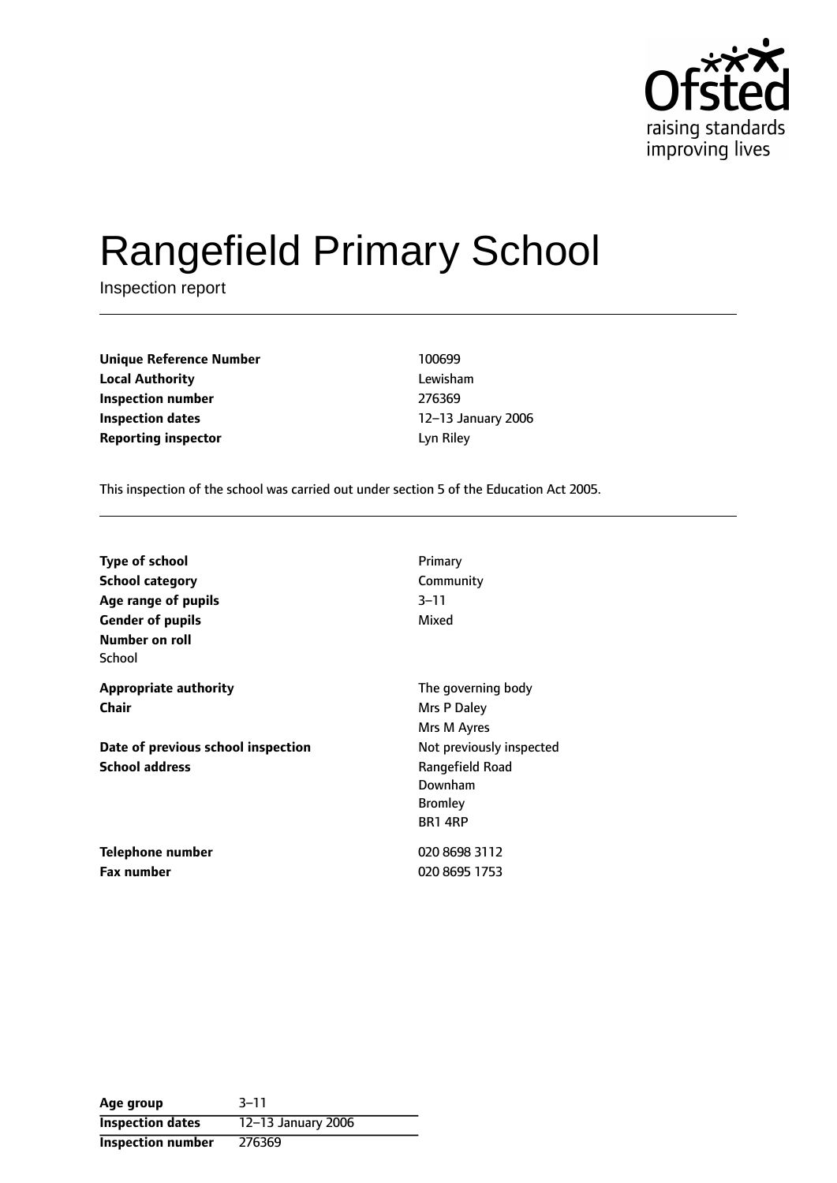Ofsted
raising standards
improving lives

# Rangefield Primary School

Inspection report

| | |
|---|---|
| **Unique Reference Number** | 100699 |
| **Local Authority** | Lewisham |
| **Inspection number** | 276369 |
| **Inspection dates** | 12–13 January 2006 |
| **Reporting inspector** | Lyn Riley |

This inspection of the school was carried out under section 5 of the Education Act 2005.

| | |
|---|---|
| **Type of school** | Primary |
| **School category** | Community |
| **Age range of pupils** | 3–11 |
| **Gender of pupils** | Mixed |
| **Number on roll** | |
| School | |
| **Appropriate authority** | The governing body |
| **Chair** | Mrs P Daley |
| | Mrs M Ayres |
| **Date of previous school inspection** | Not previously inspected |
| **School address** | Rangefield Road<br>Downham<br>Bromley<br>BR1 4RP |
| **Telephone number** | 020 8698 3112 |
| **Fax number** | 020 8695 1753 |

| | |
|---|---|
| **Age group** | 3–11 |
| **Inspection dates** | 12–13 January 2006 |
| **Inspection number** | 276369 |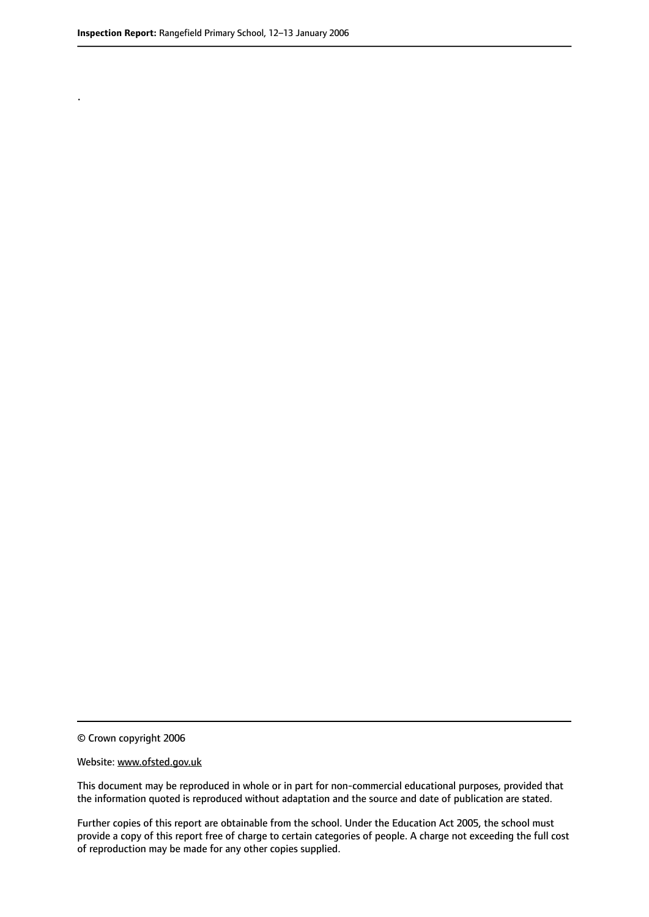.

© Crown copyright 2006

Website: www.ofsted.gov.uk

This document may be reproduced in whole or in part for non-commercial educational purposes, provided that the information quoted is reproduced without adaptation and the source and date of publication are stated.

Further copies of this report are obtainable from the school. Under the Education Act 2005, the school must provide a copy of this report free of charge to certain categories of people. A charge not exceeding the full cost of reproduction may be made for any other copies supplied.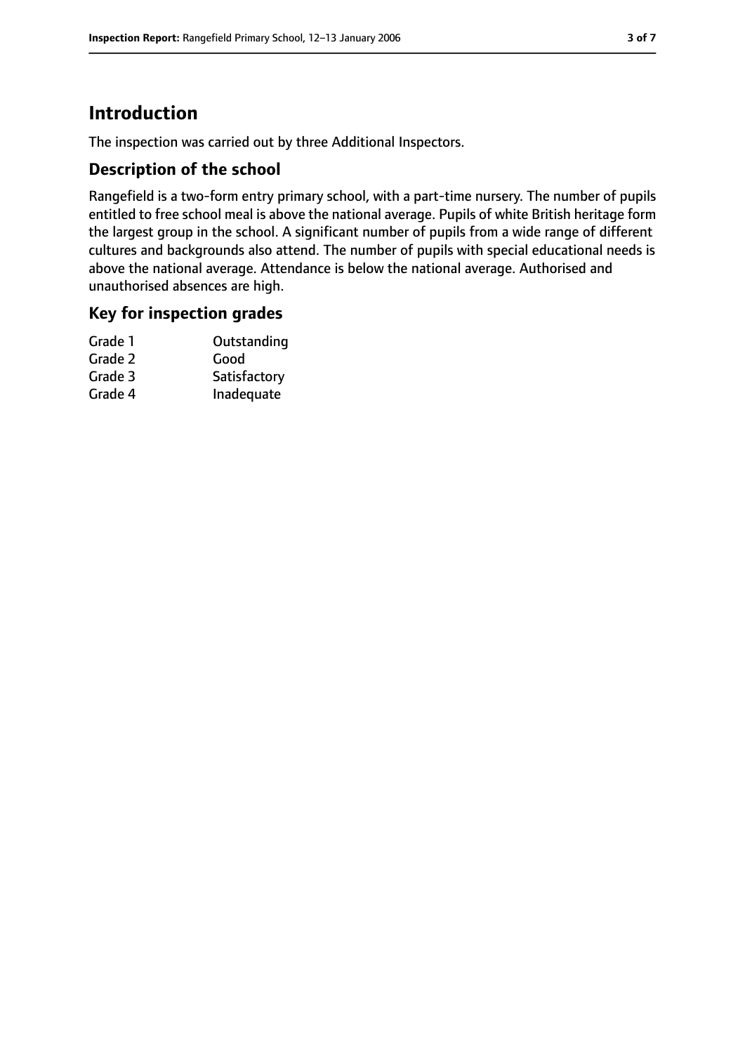# Introduction

The inspection was carried out by three Additional Inspectors.

## Description of the school

Rangefield is a two-form entry primary school, with a part-time nursery. The number of pupils entitled to free school meal is above the national average. Pupils of white British heritage form the largest group in the school. A significant number of pupils from a wide range of different cultures and backgrounds also attend. The number of pupils with special educational needs is above the national average. Attendance is below the national average. Authorised and unauthorised absences are high.

## Key for inspection grades

| | |
|---|---|
| Grade 1 | Outstanding |
| Grade 2 | Good |
| Grade 3 | Satisfactory |
| Grade 4 | Inadequate |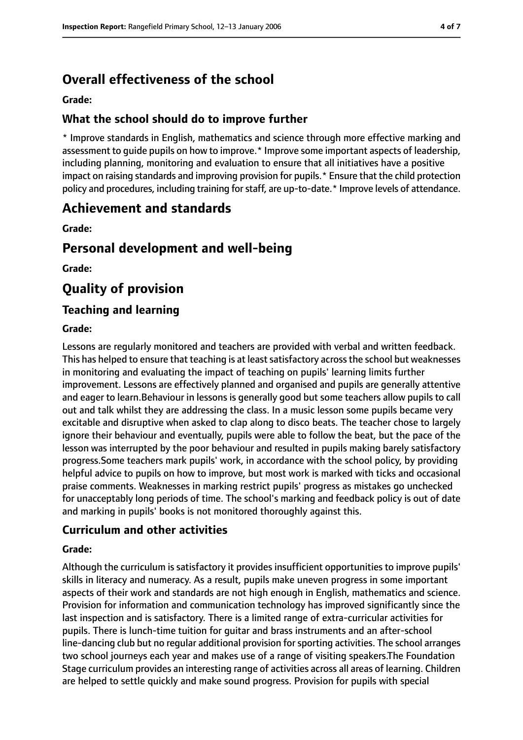# Overall effectiveness of the school

**Grade:**

## What the school should do to improve further

* Improve standards in English, mathematics and science through more effective marking and assessment to guide pupils on how to improve.* Improve some important aspects of leadership, including planning, monitoring and evaluation to ensure that all initiatives have a positive impact on raising standards and improving provision for pupils.* Ensure that the child protection policy and procedures, including training for staff, are up-to-date.* Improve levels of attendance.

# Achievement and standards

**Grade:**

# Personal development and well-being

**Grade:**

# Quality of provision

## Teaching and learning

**Grade:**

Lessons are regularly monitored and teachers are provided with verbal and written feedback. This has helped to ensure that teaching is at least satisfactory across the school but weaknesses in monitoring and evaluating the impact of teaching on pupils' learning limits further improvement. Lessons are effectively planned and organised and pupils are generally attentive and eager to learn.Behaviour in lessons is generally good but some teachers allow pupils to call out and talk whilst they are addressing the class. In a music lesson some pupils became very excitable and disruptive when asked to clap along to disco beats. The teacher chose to largely ignore their behaviour and eventually, pupils were able to follow the beat, but the pace of the lesson was interrupted by the poor behaviour and resulted in pupils making barely satisfactory progress.Some teachers mark pupils' work, in accordance with the school policy, by providing helpful advice to pupils on how to improve, but most work is marked with ticks and occasional praise comments. Weaknesses in marking restrict pupils' progress as mistakes go unchecked for unacceptably long periods of time. The school's marking and feedback policy is out of date and marking in pupils' books is not monitored thoroughly against this.

## Curriculum and other activities

**Grade:**

Although the curriculum is satisfactory it provides insufficient opportunities to improve pupils' skills in literacy and numeracy. As a result, pupils make uneven progress in some important aspects of their work and standards are not high enough in English, mathematics and science. Provision for information and communication technology has improved significantly since the last inspection and is satisfactory. There is a limited range of extra-curricular activities for pupils. There is lunch-time tuition for guitar and brass instruments and an after-school line-dancing club but no regular additional provision for sporting activities. The school arranges two school journeys each year and makes use of a range of visiting speakers.The Foundation Stage curriculum provides an interesting range of activities across all areas of learning. Children are helped to settle quickly and make sound progress. Provision for pupils with special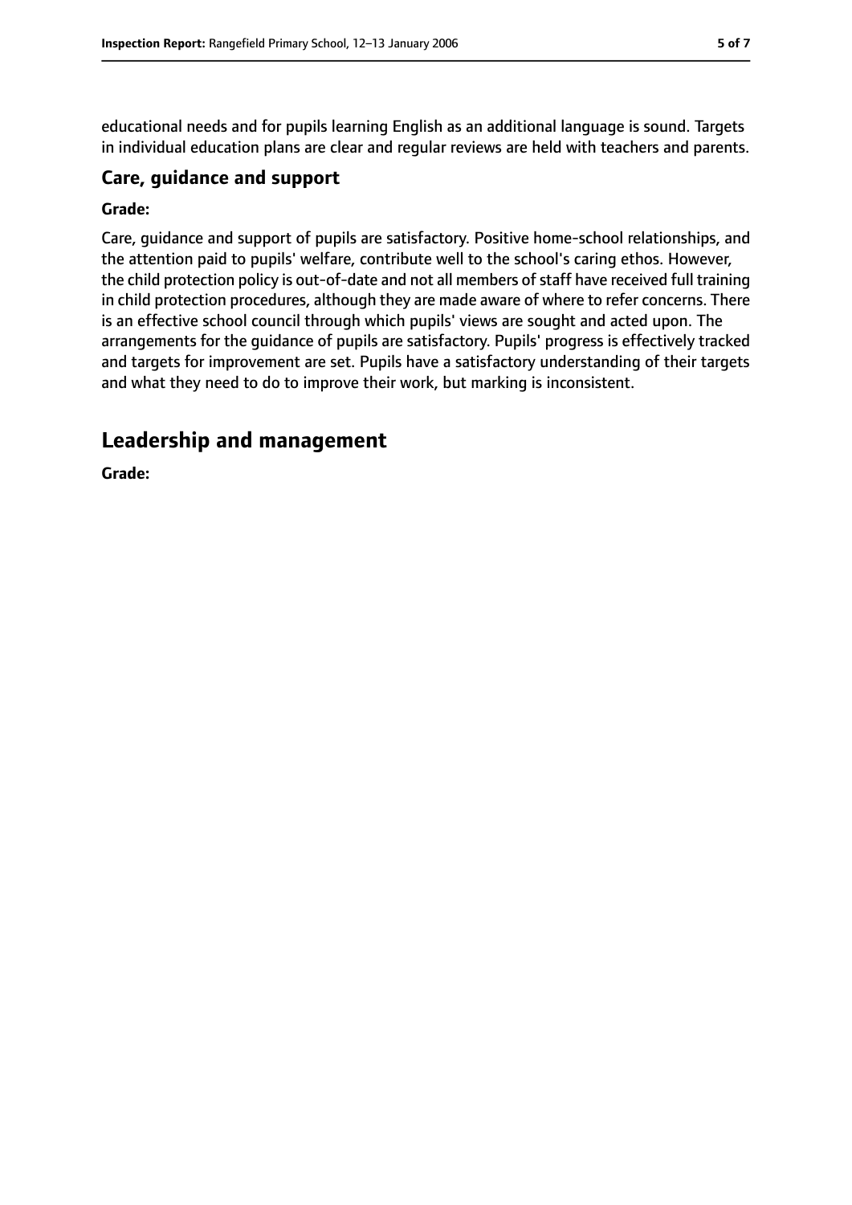educational needs and for pupils learning English as an additional language is sound. Targets in individual education plans are clear and regular reviews are held with teachers and parents.

### Care, guidance and support

**Grade:**

Care, guidance and support of pupils are satisfactory. Positive home-school relationships, and the attention paid to pupils' welfare, contribute well to the school's caring ethos. However, the child protection policy is out-of-date and not all members of staff have received full training in child protection procedures, although they are made aware of where to refer concerns. There is an effective school council through which pupils' views are sought and acted upon. The arrangements for the guidance of pupils are satisfactory. Pupils' progress is effectively tracked and targets for improvement are set. Pupils have a satisfactory understanding of their targets and what they need to do to improve their work, but marking is inconsistent.

## Leadership and management

**Grade:**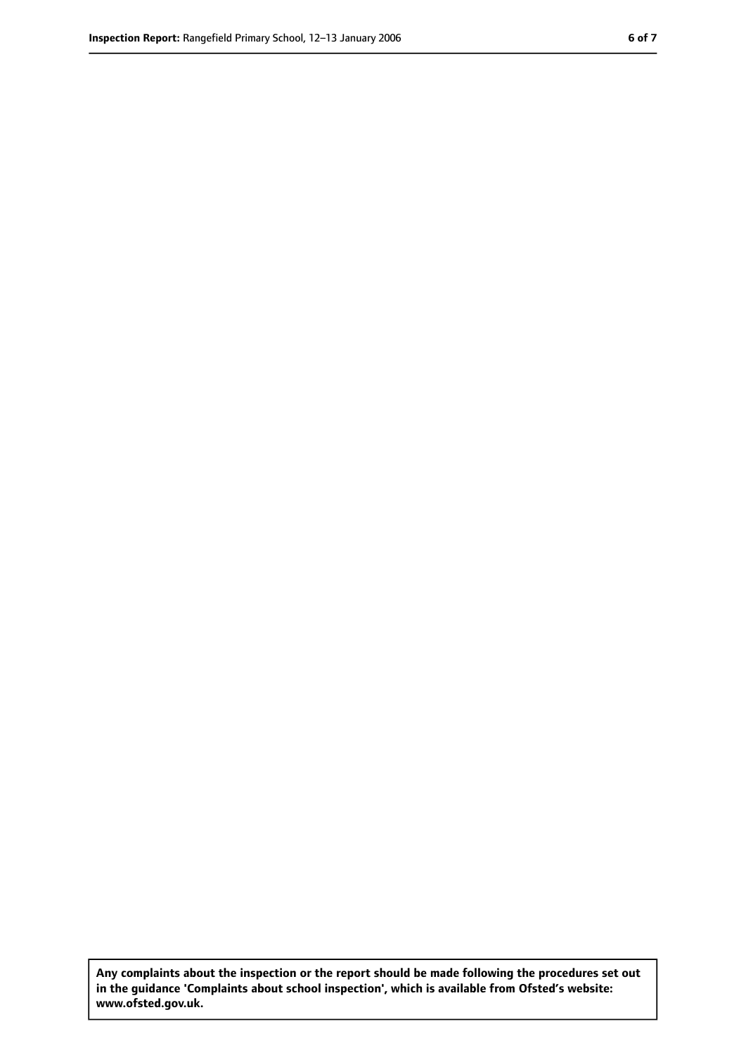**Any complaints about the inspection or the report should be made following the procedures set out in the guidance 'Complaints about school inspection', which is available from Ofsted's website: www.ofsted.gov.uk.**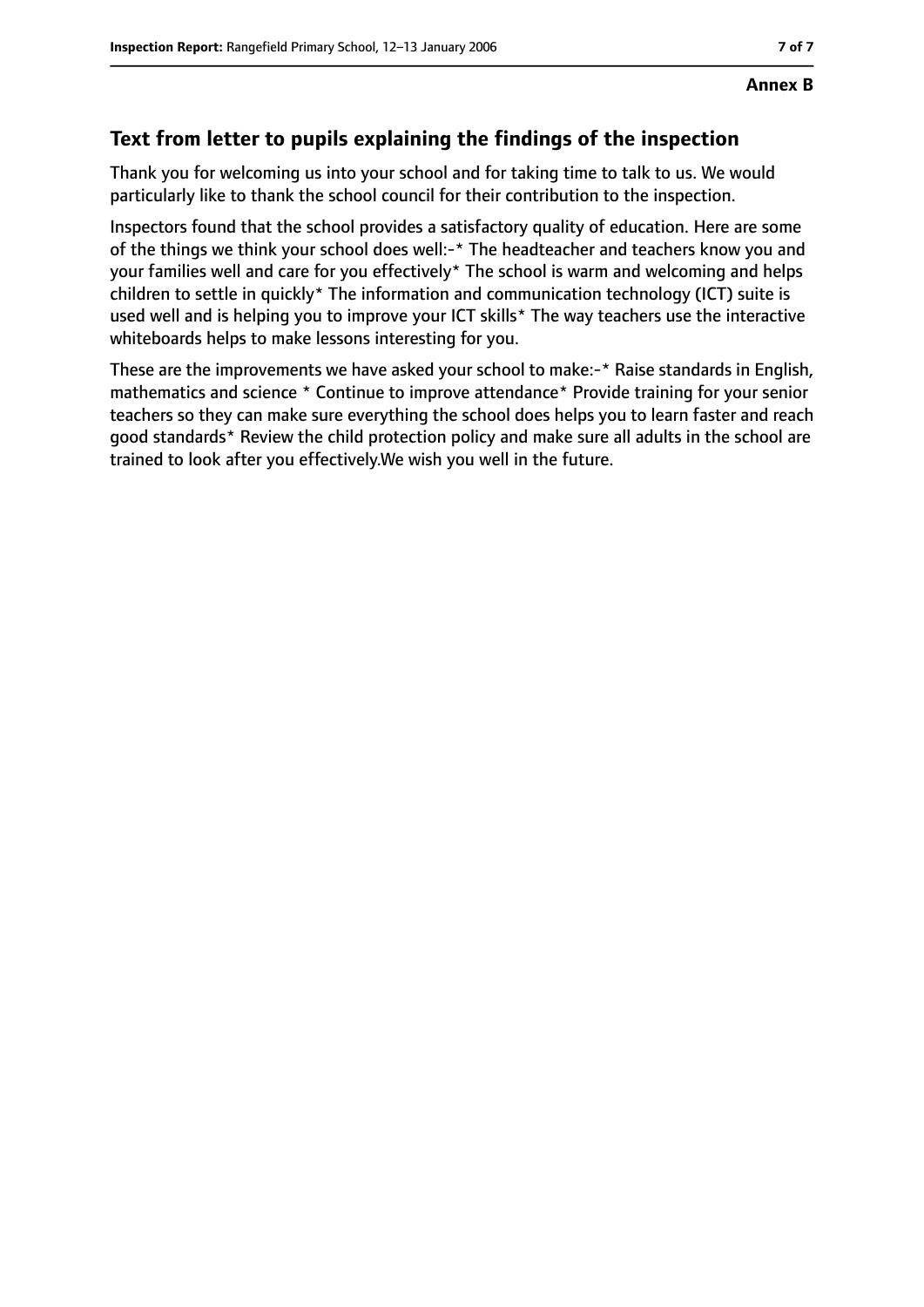**Annex B**

## Text from letter to pupils explaining the findings of the inspection

Thank you for welcoming us into your school and for taking time to talk to us. We would particularly like to thank the school council for their contribution to the inspection.

Inspectors found that the school provides a satisfactory quality of education. Here are some of the things we think your school does well:-* The headteacher and teachers know you and your families well and care for you effectively* The school is warm and welcoming and helps children to settle in quickly* The information and communication technology (ICT) suite is used well and is helping you to improve your ICT skills* The way teachers use the interactive whiteboards helps to make lessons interesting for you.

These are the improvements we have asked your school to make:-* Raise standards in English, mathematics and science * Continue to improve attendance* Provide training for your senior teachers so they can make sure everything the school does helps you to learn faster and reach good standards* Review the child protection policy and make sure all adults in the school are trained to look after you effectively.We wish you well in the future.